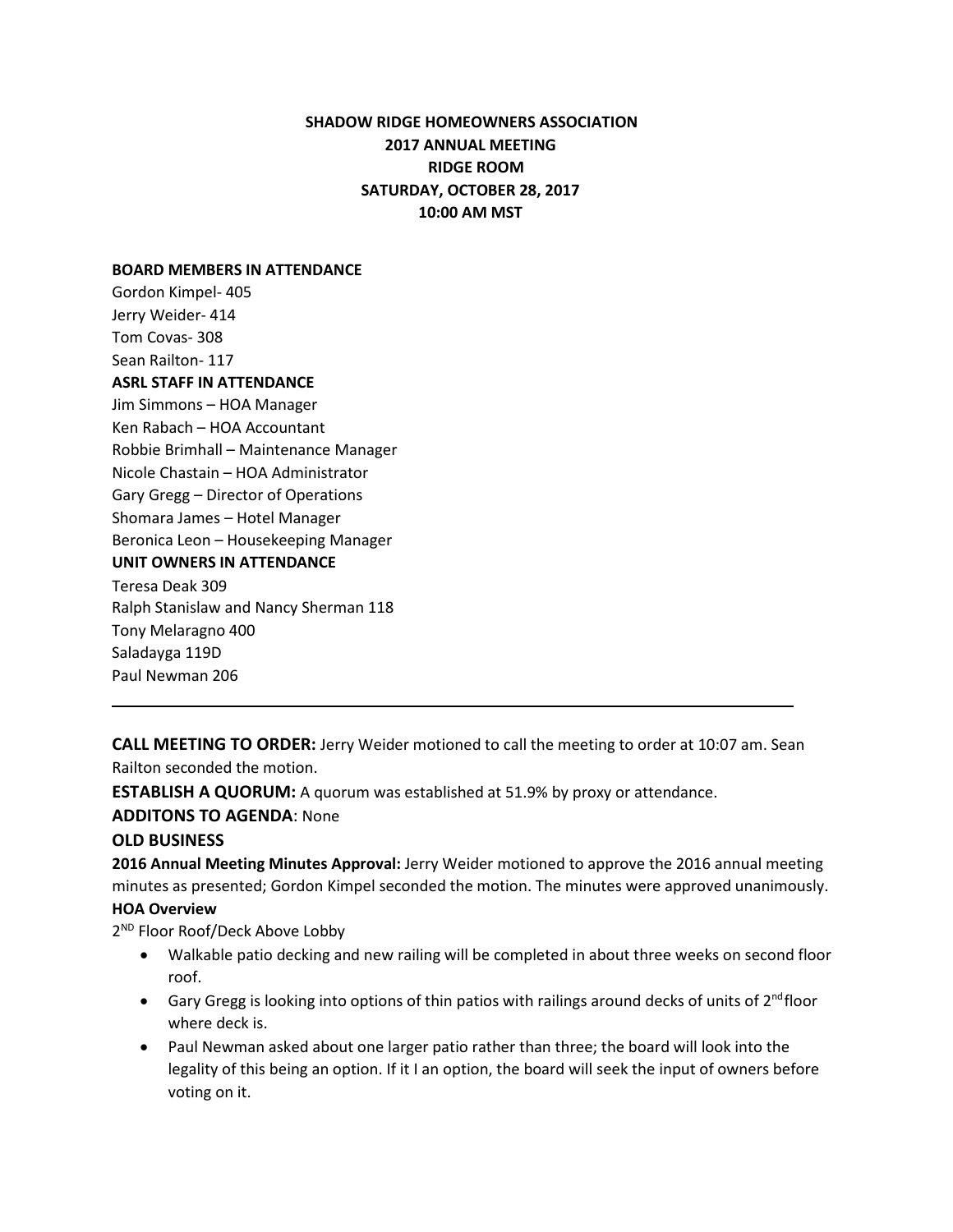# SHADOW RIDGE HOMEOWNERS ASSOCIATION
## 2017 ANNUAL MEETING
## RIDGE ROOM
## SATURDAY, OCTOBER 28, 2017
## 10:00 AM MST

**BOARD MEMBERS IN ATTENDANCE**

Gordon Kimpel- 405
Jerry Weider- 414
Tom Covas- 308
Sean Railton- 117

**ASRL STAFF IN ATTENDANCE**

Jim Simmons – HOA Manager
Ken Rabach – HOA Accountant
Robbie Brimhall – Maintenance Manager
Nicole Chastain – HOA Administrator
Gary Gregg – Director of Operations
Shomara James – Hotel Manager
Beronica Leon – Housekeeping Manager

**UNIT OWNERS IN ATTENDANCE**

Teresa Deak 309
Ralph Stanislaw and Nancy Sherman 118
Tony Melaragno 400
Saladayga 119D
Paul Newman 206

---

**CALL MEETING TO ORDER:** Jerry Weider motioned to call the meeting to order at 10:07 am. Sean Railton seconded the motion.

**ESTABLISH A QUORUM:** A quorum was established at 51.9% by proxy or attendance.

**ADDITONS TO AGENDA**: None

**OLD BUSINESS**

**2016 Annual Meeting Minutes Approval:** Jerry Weider motioned to approve the 2016 annual meeting minutes as presented; Gordon Kimpel seconded the motion. The minutes were approved unanimously.

**HOA Overview**

2ND Floor Roof/Deck Above Lobby

- Walkable patio decking and new railing will be completed in about three weeks on second floor roof.
- Gary Gregg is looking into options of thin patios with railings around decks of units of 2nd floor where deck is.
- Paul Newman asked about one larger patio rather than three; the board will look into the legality of this being an option. If it I an option, the board will seek the input of owners before voting on it.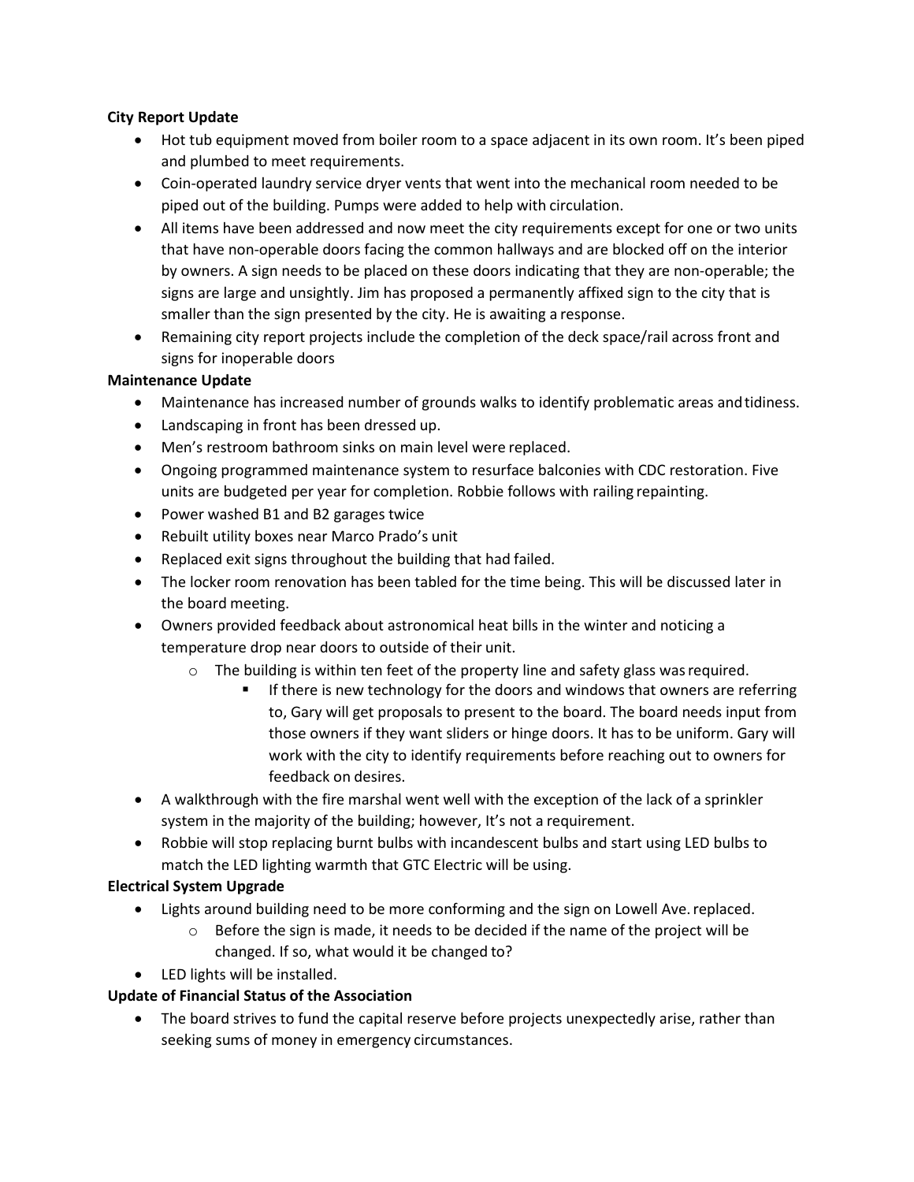**City Report Update**

- Hot tub equipment moved from boiler room to a space adjacent in its own room. It's been piped and plumbed to meet requirements.
- Coin-operated laundry service dryer vents that went into the mechanical room needed to be piped out of the building. Pumps were added to help with circulation.
- All items have been addressed and now meet the city requirements except for one or two units that have non-operable doors facing the common hallways and are blocked off on the interior by owners. A sign needs to be placed on these doors indicating that they are non-operable; the signs are large and unsightly. Jim has proposed a permanently affixed sign to the city that is smaller than the sign presented by the city. He is awaiting a response.
- Remaining city report projects include the completion of the deck space/rail across front and signs for inoperable doors

**Maintenance Update**

- Maintenance has increased number of grounds walks to identify problematic areas and tidiness.
- Landscaping in front has been dressed up.
- Men's restroom bathroom sinks on main level were replaced.
- Ongoing programmed maintenance system to resurface balconies with CDC restoration. Five units are budgeted per year for completion. Robbie follows with railing repainting.
- Power washed B1 and B2 garages twice
- Rebuilt utility boxes near Marco Prado's unit
- Replaced exit signs throughout the building that had failed.
- The locker room renovation has been tabled for the time being. This will be discussed later in the board meeting.
- Owners provided feedback about astronomical heat bills in the winter and noticing a temperature drop near doors to outside of their unit.
  - The building is within ten feet of the property line and safety glass was required.
    - If there is new technology for the doors and windows that owners are referring to, Gary will get proposals to present to the board. The board needs input from those owners if they want sliders or hinge doors. It has to be uniform. Gary will work with the city to identify requirements before reaching out to owners for feedback on desires.
- A walkthrough with the fire marshal went well with the exception of the lack of a sprinkler system in the majority of the building; however, It's not a requirement.
- Robbie will stop replacing burnt bulbs with incandescent bulbs and start using LED bulbs to match the LED lighting warmth that GTC Electric will be using.

**Electrical System Upgrade**

- Lights around building need to be more conforming and the sign on Lowell Ave. replaced.
  - Before the sign is made, it needs to be decided if the name of the project will be changed. If so, what would it be changed to?
- LED lights will be installed.

**Update of Financial Status of the Association**

- The board strives to fund the capital reserve before projects unexpectedly arise, rather than seeking sums of money in emergency circumstances.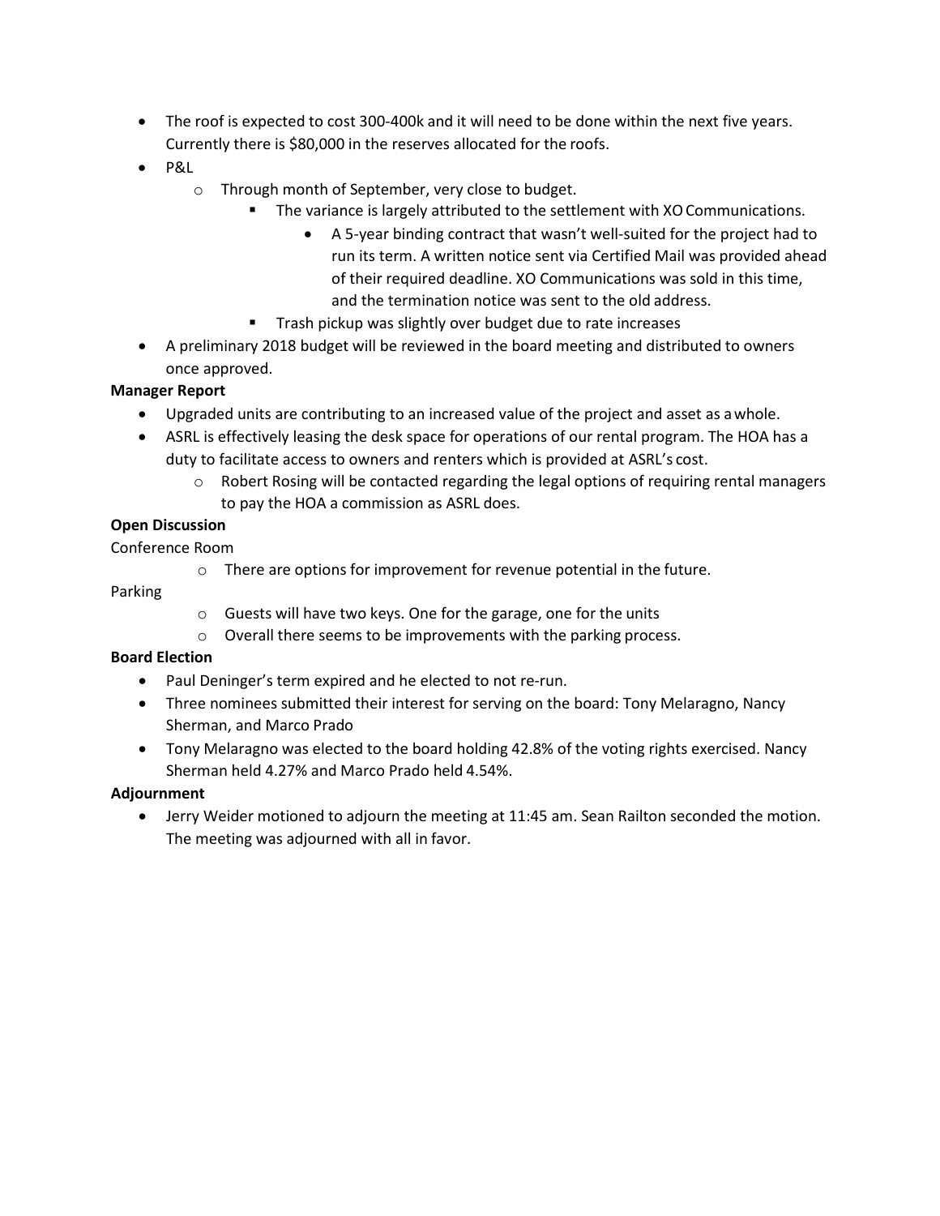- The roof is expected to cost 300-400k and it will need to be done within the next five years. Currently there is $80,000 in the reserves allocated for the roofs.
- P&L
  - Through month of September, very close to budget.
    - The variance is largely attributed to the settlement with XO Communications.
      - A 5-year binding contract that wasn't well-suited for the project had to run its term. A written notice sent via Certified Mail was provided ahead of their required deadline. XO Communications was sold in this time, and the termination notice was sent to the old address.
    - Trash pickup was slightly over budget due to rate increases
- A preliminary 2018 budget will be reviewed in the board meeting and distributed to owners once approved.

**Manager Report**

- Upgraded units are contributing to an increased value of the project and asset as a whole.
- ASRL is effectively leasing the desk space for operations of our rental program. The HOA has a duty to facilitate access to owners and renters which is provided at ASRL's cost.
  - Robert Rosing will be contacted regarding the legal options of requiring rental managers to pay the HOA a commission as ASRL does.

**Open Discussion**

Conference Room

- There are options for improvement for revenue potential in the future.

Parking

- Guests will have two keys. One for the garage, one for the units
- Overall there seems to be improvements with the parking process.

**Board Election**

- Paul Deninger's term expired and he elected to not re-run.
- Three nominees submitted their interest for serving on the board: Tony Melaragno, Nancy Sherman, and Marco Prado
- Tony Melaragno was elected to the board holding 42.8% of the voting rights exercised. Nancy Sherman held 4.27% and Marco Prado held 4.54%.

**Adjournment**

- Jerry Weider motioned to adjourn the meeting at 11:45 am. Sean Railton seconded the motion. The meeting was adjourned with all in favor.